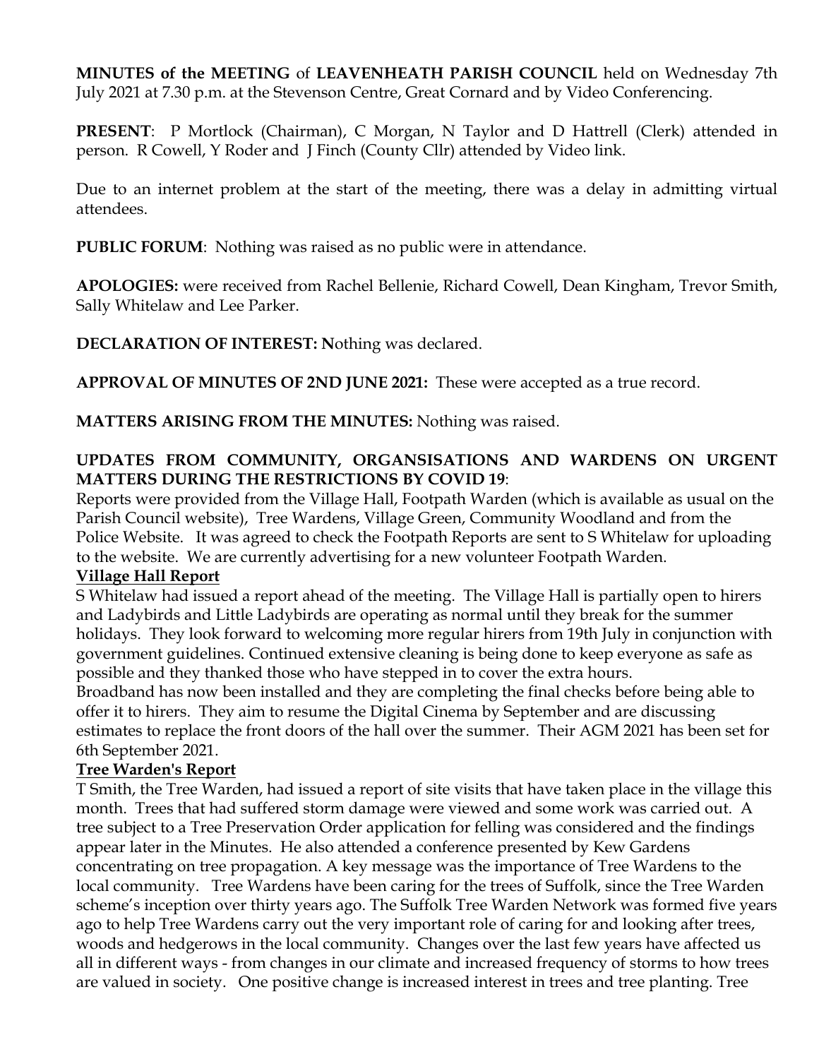**MINUTES of the MEETING** of **LEAVENHEATH PARISH COUNCIL** held on Wednesday 7th July 2021 at 7.30 p.m. at the Stevenson Centre, Great Cornard and by Video Conferencing.

**PRESENT**: P Mortlock (Chairman), C Morgan, N Taylor and D Hattrell (Clerk) attended in person. R Cowell, Y Roder and J Finch (County Cllr) attended by Video link.

Due to an internet problem at the start of the meeting, there was a delay in admitting virtual attendees.

**PUBLIC FORUM**: Nothing was raised as no public were in attendance.

**APOLOGIES:** were received from Rachel Bellenie, Richard Cowell, Dean Kingham, Trevor Smith, Sally Whitelaw and Lee Parker.

**DECLARATION OF INTEREST: N**othing was declared.

**APPROVAL OF MINUTES OF 2ND JUNE 2021:** These were accepted as a true record.

**MATTERS ARISING FROM THE MINUTES:** Nothing was raised.

**UPDATES FROM COMMUNITY, ORGANSISATIONS AND WARDENS ON URGENT MATTERS DURING THE RESTRICTIONS BY COVID 19**:

Reports were provided from the Village Hall, Footpath Warden (which is available as usual on the Parish Council website), Tree Wardens, Village Green, Community Woodland and from the Police Website. It was agreed to check the Footpath Reports are sent to S Whitelaw for uploading to the website. We are currently advertising for a new volunteer Footpath Warden.

**Village Hall Report**

S Whitelaw had issued a report ahead of the meeting. The Village Hall is partially open to hirers and Ladybirds and Little Ladybirds are operating as normal until they break for the summer holidays. They look forward to welcoming more regular hirers from 19th July in conjunction with government guidelines. Continued extensive cleaning is being done to keep everyone as safe as possible and they thanked those who have stepped in to cover the extra hours.

Broadband has now been installed and they are completing the final checks before being able to offer it to hirers. They aim to resume the Digital Cinema by September and are discussing estimates to replace the front doors of the hall over the summer. Their AGM 2021 has been set for 6th September 2021.

**Tree Warden's Report**

T Smith, the Tree Warden, had issued a report of site visits that have taken place in the village this month. Trees that had suffered storm damage were viewed and some work was carried out. A tree subject to a Tree Preservation Order application for felling was considered and the findings appear later in the Minutes. He also attended a conference presented by Kew Gardens concentrating on tree propagation. A key message was the importance of Tree Wardens to the local community. Tree Wardens have been caring for the trees of Suffolk, since the Tree Warden scheme's inception over thirty years ago. The Suffolk Tree Warden Network was formed five years ago to help Tree Wardens carry out the very important role of caring for and looking after trees, woods and hedgerows in the local community. Changes over the last few years have affected us all in different ways - from changes in our climate and increased frequency of storms to how trees are valued in society. One positive change is increased interest in trees and tree planting. Tree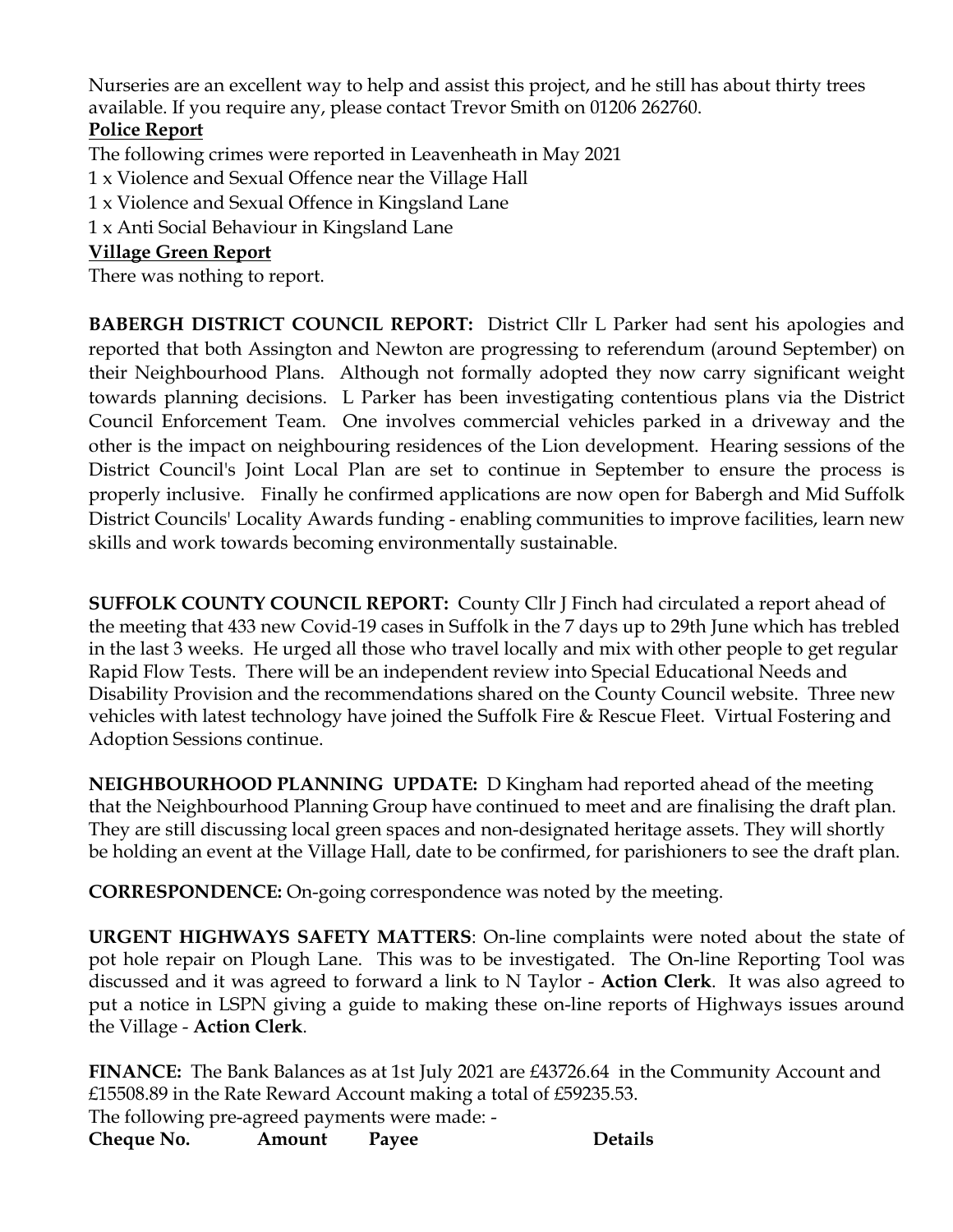Nurseries are an excellent way to help and assist this project, and he still has about thirty trees available. If you require any, please contact Trevor Smith on 01206 262760.

**Police Report**

The following crimes were reported in Leavenheath in May 2021

1 x Violence and Sexual Offence near the Village Hall

1 x Violence and Sexual Offence in Kingsland Lane

1 x Anti Social Behaviour in Kingsland Lane

**Village Green Report**

There was nothing to report.

**BABERGH DISTRICT COUNCIL REPORT:** District Cllr L Parker had sent his apologies and reported that both Assington and Newton are progressing to referendum (around September) on their Neighbourhood Plans. Although not formally adopted they now carry significant weight towards planning decisions. L Parker has been investigating contentious plans via the District Council Enforcement Team. One involves commercial vehicles parked in a driveway and the other is the impact on neighbouring residences of the Lion development. Hearing sessions of the District Council's Joint Local Plan are set to continue in September to ensure the process is properly inclusive. Finally he confirmed applications are now open for Babergh and Mid Suffolk District Councils' Locality Awards funding - enabling communities to improve facilities, learn new skills and work towards becoming environmentally sustainable.

**SUFFOLK COUNTY COUNCIL REPORT:** County Cllr J Finch had circulated a report ahead of the meeting that 433 new Covid-19 cases in Suffolk in the 7 days up to 29th June which has trebled in the last 3 weeks. He urged all those who travel locally and mix with other people to get regular Rapid Flow Tests. There will be an independent review into Special Educational Needs and Disability Provision and the recommendations shared on the County Council website. Three new vehicles with latest technology have joined the Suffolk Fire & Rescue Fleet. Virtual Fostering and Adoption Sessions continue.

**NEIGHBOURHOOD PLANNING UPDATE:** D Kingham had reported ahead of the meeting that the Neighbourhood Planning Group have continued to meet and are finalising the draft plan. They are still discussing local green spaces and non-designated heritage assets. They will shortly be holding an event at the Village Hall, date to be confirmed, for parishioners to see the draft plan.

**CORRESPONDENCE:** On-going correspondence was noted by the meeting.

**URGENT HIGHWAYS SAFETY MATTERS**: On-line complaints were noted about the state of pot hole repair on Plough Lane. This was to be investigated. The On-line Reporting Tool was discussed and it was agreed to forward a link to N Taylor - **Action Clerk**. It was also agreed to put a notice in LSPN giving a guide to making these on-line reports of Highways issues around the Village - **Action Clerk**.

**FINANCE:** The Bank Balances as at 1st July 2021 are £43726.64 in the Community Account and £15508.89 in the Rate Reward Account making a total of £59235.53.

The following pre-agreed payments were made: -

| Cheque No. | Amount | Payee | Details |
|---|---|---|---|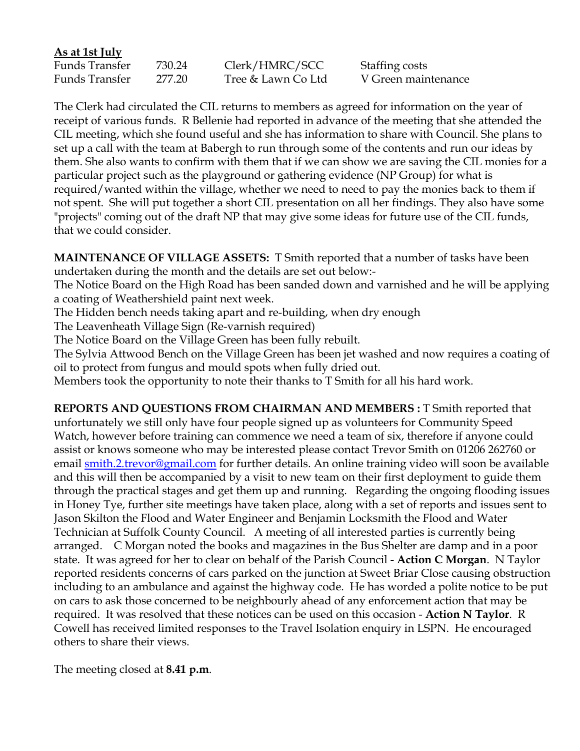**As at 1st July**

| | | | |
|---|---|---|---|
| Funds Transfer | 730.24 | Clerk/HMRC/SCC | Staffing costs |
| Funds Transfer | 277.20 | Tree & Lawn Co Ltd | V Green maintenance |

The Clerk had circulated the CIL returns to members as agreed for information on the year of receipt of various funds. R Bellenie had reported in advance of the meeting that she attended the CIL meeting, which she found useful and she has information to share with Council. She plans to set up a call with the team at Babergh to run through some of the contents and run our ideas by them. She also wants to confirm with them that if we can show we are saving the CIL monies for a particular project such as the playground or gathering evidence (NP Group) for what is required/wanted within the village, whether we need to need to pay the monies back to them if not spent. She will put together a short CIL presentation on all her findings. They also have some "projects" coming out of the draft NP that may give some ideas for future use of the CIL funds, that we could consider.

**MAINTENANCE OF VILLAGE ASSETS:** T Smith reported that a number of tasks have been undertaken during the month and the details are set out below:-
The Notice Board on the High Road has been sanded down and varnished and he will be applying a coating of Weathershield paint next week.
The Hidden bench needs taking apart and re-building, when dry enough
The Leavenheath Village Sign (Re-varnish required)
The Notice Board on the Village Green has been fully rebuilt.
The Sylvia Attwood Bench on the Village Green has been jet washed and now requires a coating of oil to protect from fungus and mould spots when fully dried out.
Members took the opportunity to note their thanks to T Smith for all his hard work.

**REPORTS AND QUESTIONS FROM CHAIRMAN AND MEMBERS :** T Smith reported that unfortunately we still only have four people signed up as volunteers for Community Speed Watch, however before training can commence we need a team of six, therefore if anyone could assist or knows someone who may be interested please contact Trevor Smith on 01206 262760 or email smith.2.trevor@gmail.com for further details. An online training video will soon be available and this will then be accompanied by a visit to new team on their first deployment to guide them through the practical stages and get them up and running. Regarding the ongoing flooding issues in Honey Tye, further site meetings have taken place, along with a set of reports and issues sent to Jason Skilton the Flood and Water Engineer and Benjamin Locksmith the Flood and Water Technician at Suffolk County Council. A meeting of all interested parties is currently being arranged. C Morgan noted the books and magazines in the Bus Shelter are damp and in a poor state. It was agreed for her to clear on behalf of the Parish Council - **Action C Morgan**. N Taylor reported residents concerns of cars parked on the junction at Sweet Briar Close causing obstruction including to an ambulance and against the highway code. He has worded a polite notice to be put on cars to ask those concerned to be neighbourly ahead of any enforcement action that may be required. It was resolved that these notices can be used on this occasion - **Action N Taylor**. R Cowell has received limited responses to the Travel Isolation enquiry in LSPN. He encouraged others to share their views.

The meeting closed at **8.41 p.m**.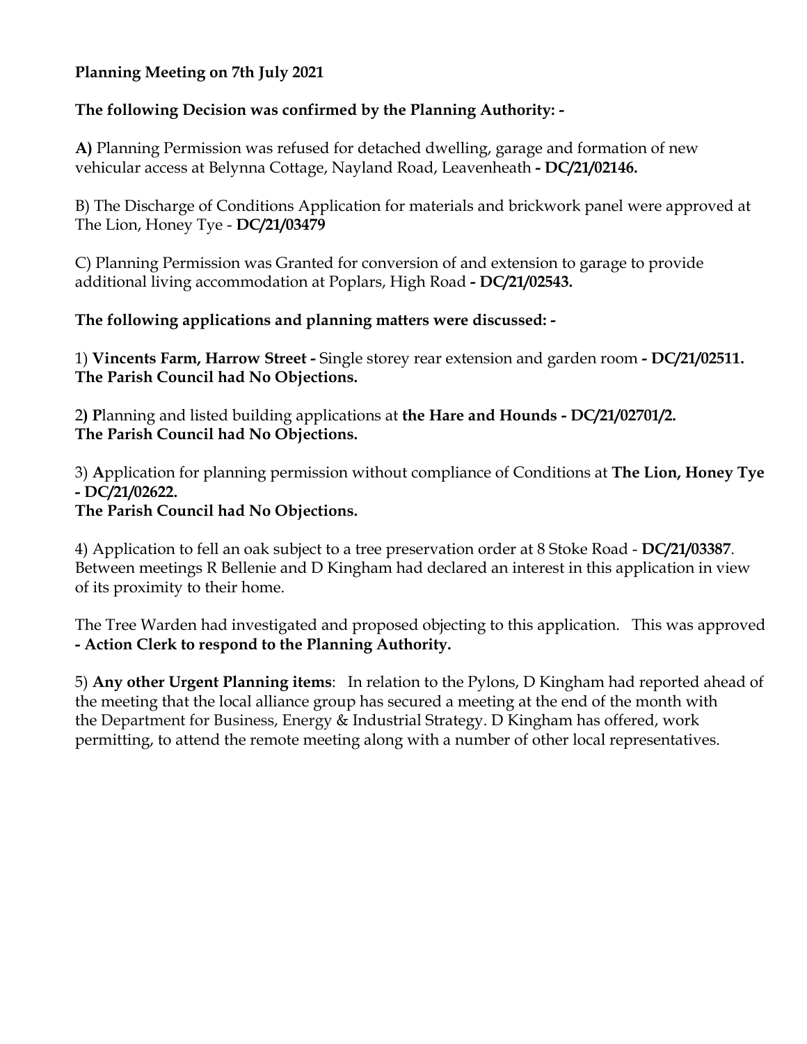**Planning Meeting on 7th July 2021**

**The following Decision was confirmed by the Planning Authority: -**

**A)** Planning Permission was refused for detached dwelling, garage and formation of new vehicular access at Belynna Cottage, Nayland Road, Leavenheath **- DC/21/02146.**

B) The Discharge of Conditions Application for materials and brickwork panel were approved at The Lion, Honey Tye - **DC/21/03479**

C) Planning Permission was Granted for conversion of and extension to garage to provide additional living accommodation at Poplars, High Road **- DC/21/02543.**

**The following applications and planning matters were discussed: -**

1) **Vincents Farm, Harrow Street -** Single storey rear extension and garden room **- DC/21/02511.**
**The Parish Council had No Objections.**

2**) P**lanning and listed building applications at **the Hare and Hounds - DC/21/02701/2.**
**The Parish Council had No Objections.**

3) **A**pplication for planning permission without compliance of Conditions at **The Lion, Honey Tye - DC/21/02622.**
**The Parish Council had No Objections.**

4) Application to fell an oak subject to a tree preservation order at 8 Stoke Road - **DC/21/03387**. Between meetings R Bellenie and D Kingham had declared an interest in this application in view of its proximity to their home.

The Tree Warden had investigated and proposed objecting to this application. This was approved **- Action Clerk to respond to the Planning Authority.**

5) **Any other Urgent Planning items**: In relation to the Pylons, D Kingham had reported ahead of the meeting that the local alliance group has secured a meeting at the end of the month with the Department for Business, Energy & Industrial Strategy. D Kingham has offered, work permitting, to attend the remote meeting along with a number of other local representatives.